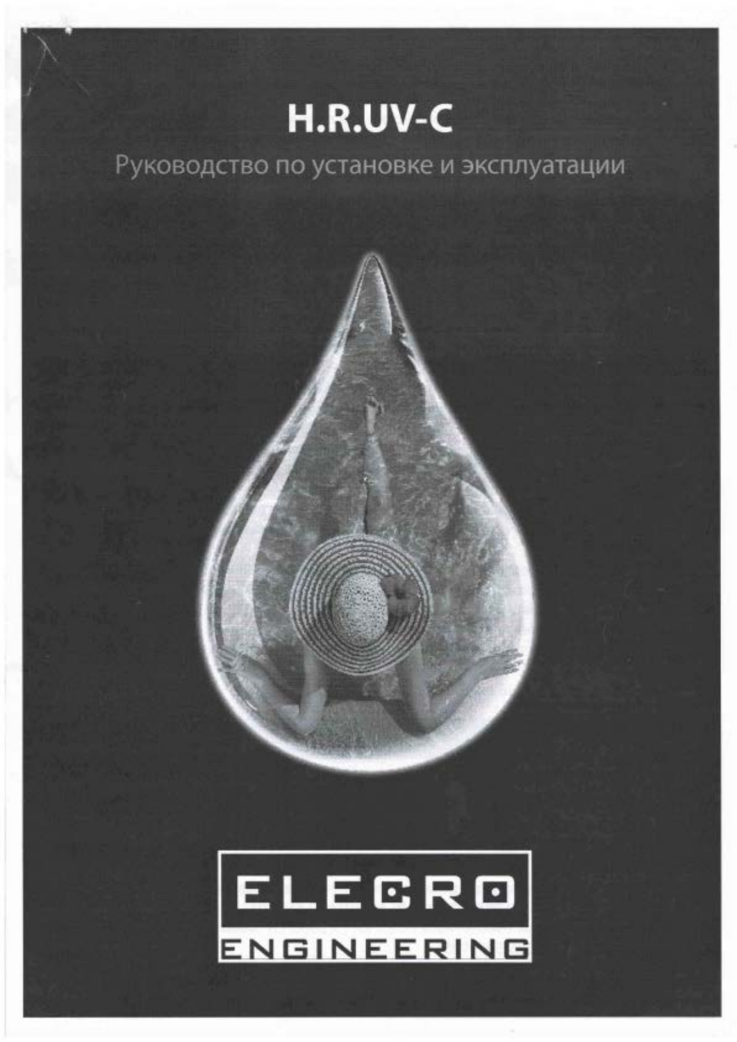# H.R.UV-C

Руководство по установке и эксплуатации

ELECRO

ENGINEERING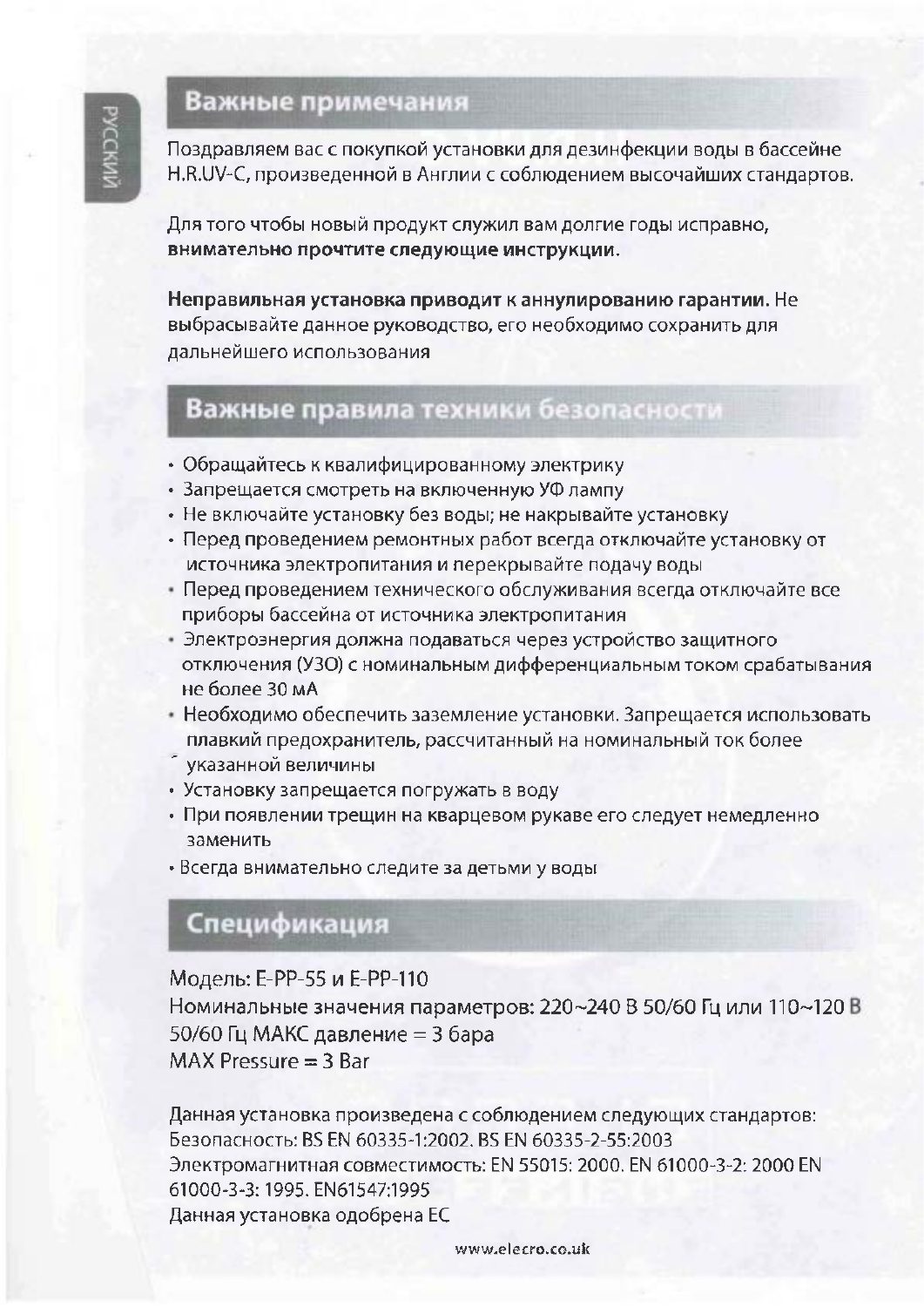## Важные примечания

Поздравляем вас с покупкой установки для дезинфекции воды в бассейне H.R.UV-C, произведенной в Англии с соблюдением высочайших стандартов.

Для того чтобы новый продукт служил вам долгие годы исправно, **внимательно прочтите следующие инструкции.**

**Неправильная установка приводит к аннулированию гарантии.** Не выбрасывайте данное руководство, его необходимо сохранить для дальнейшего использования

## Важные правила техники безопасности

- Обращайтесь к квалифицированному электрику
- Запрещается смотреть на включенную УФ лампу
- Не включайте установку без воды; не накрывайте установку
- Перед проведением ремонтных работ всегда отключайте установку от источника электропитания и перекрывайте подачу воды
- Перед проведением технического обслуживания всегда отключайте все приборы бассейна от источника электропитания
- Электроэнергия должна подаваться через устройство защитного отключения (УЗО) с номинальным дифференциальным током срабатывания не более 30 мА
- Необходимо обеспечить заземление установки. Запрещается использовать плавкий предохранитель, рассчитанный на номинальный ток более указанной величины
- Установку запрещается погружать в воду
- При появлении трещин на кварцевом рукаве его следует немедленно заменить
- Всегда внимательно следите за детьми у воды

## Спецификация

Модель: E-PP-55 и E-PP-110
Номинальные значения параметров: 220~240 В 50/60 Гц или 110~120 В 50/60 Гц МАКС давление = 3 бара
MAX Pressure = 3 Bar

Данная установка произведена с соблюдением следующих стандартов:
Безопасность: BS EN 60335-1:2002. BS EN 60335-2-55:2003
Электромагнитная совместимость: EN 55015: 2000. EN 61000-3-2: 2000 EN 61000-3-3: 1995. EN61547:1995
Данная установка одобрена ЕС

www.elecro.co.uk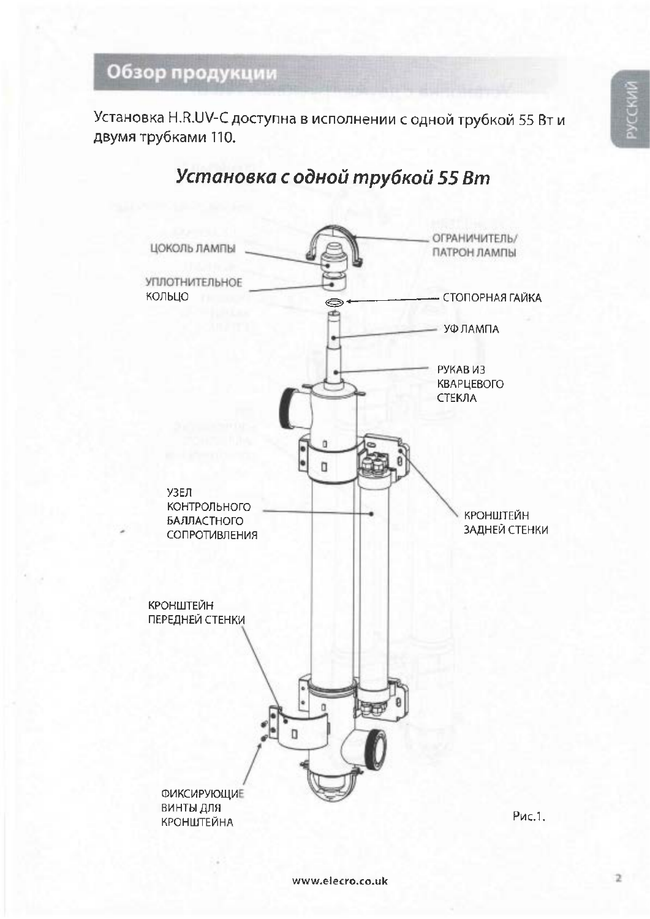## Обзор продукции

Установка H.R.UV-C доступна в исполнении с одной трубкой 55 Вт и двумя трубками 110.

### *Установка с одной трубкой 55 Вт*

ОГРАНИЧИТЕЛЬ/ ПАТРОН ЛАМПЫ

ЦОКОЛЬ ЛАМПЫ

УПЛОТНИТЕЛЬНОЕ КОЛЬЦО

СТОПОРНАЯ ГАЙКА

УФ ЛАМПА

РУКАВ ИЗ КВАРЦЕВОГО СТЕКЛА

УЗЕЛ КОНТРОЛЬНОГО БАЛЛАСТНОГО СОПРОТИВЛЕНИЯ

КРОНШТЕЙН ЗАДНЕЙ СТЕНКИ

КРОНШТЕЙН ПЕРЕДНЕЙ СТЕНКИ

ФИКСИРУЮЩИЕ ВИНТЫ ДЛЯ КРОНШТЕЙНА

Рис.1.

www.elecro.co.uk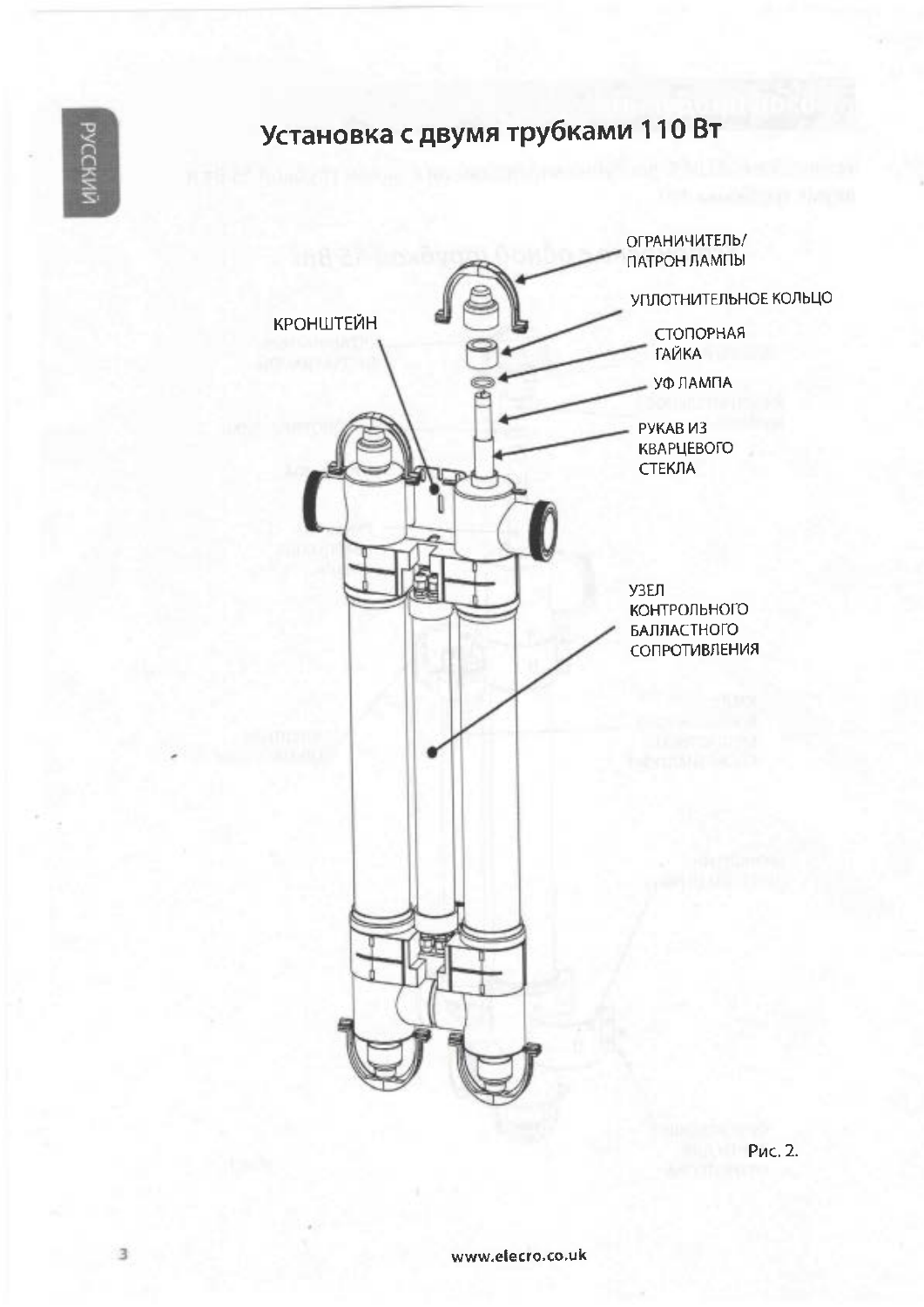# Установка с двумя трубками 110 Вт

ОГРАНИЧИТЕЛЬ/ ПАТРОН ЛАМПЫ

УПЛОТНИТЕЛЬНОЕ КОЛЬЦО

КРОНШТЕЙН

СТОПОРНАЯ ГАЙКА

УФ ЛАМПА

РУКАВ ИЗ КВАРЦЕВОГО СТЕКЛА

УЗЕЛ КОНТРОЛЬНОГО БАЛЛАСТНОГО СОПРОТИВЛЕНИЯ

Рис. 2.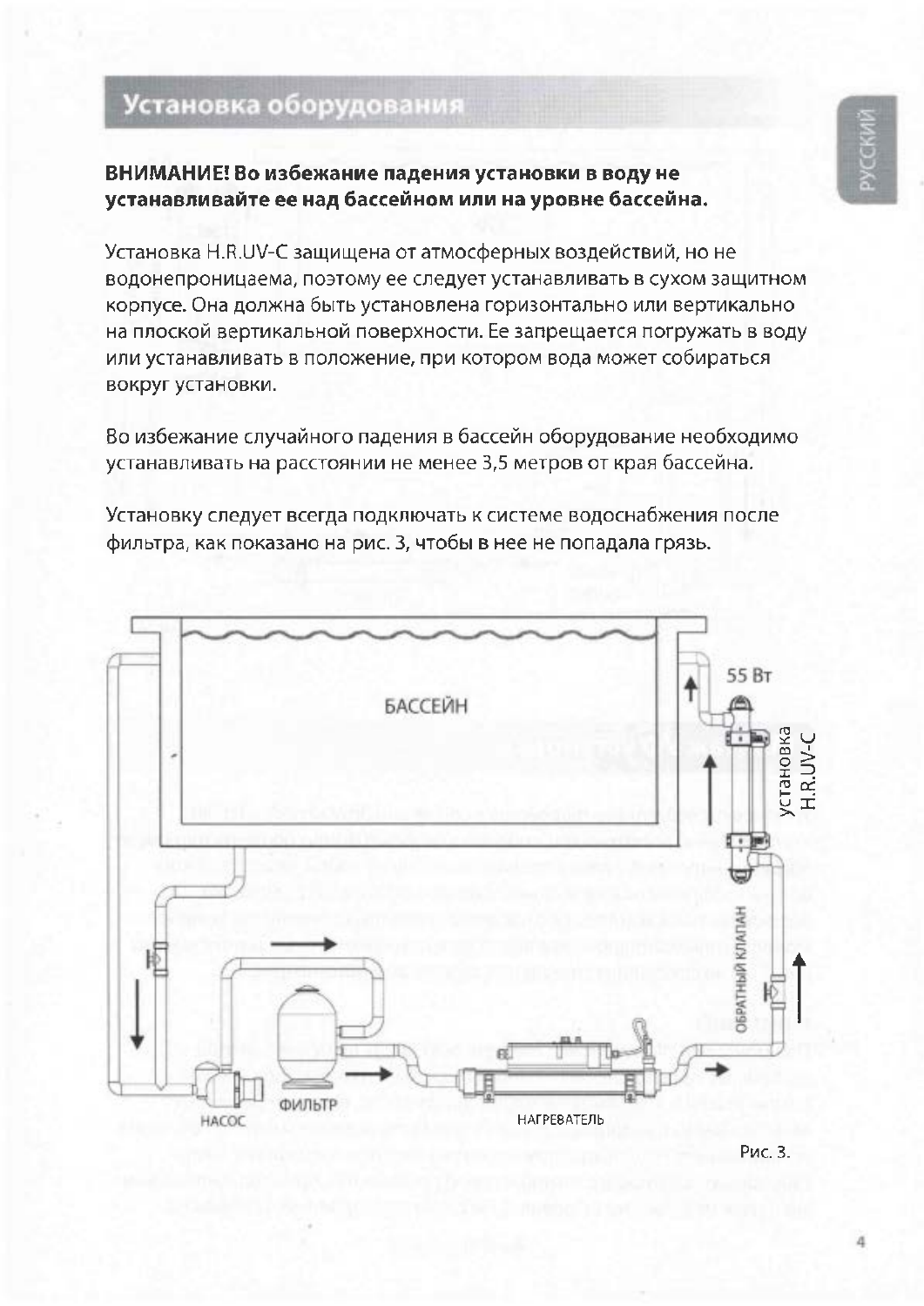## Установка оборудования

**ВНИМАНИЕ! Во избежание падения установки в воду не устанавливайте ее над бассейном или на уровне бассейна.**

Установка H.R.UV-C защищена от атмосферных воздействий, но не водонепроницаема, поэтому ее следует устанавливать в сухом защитном корпусе. Она должна быть установлена горизонтально или вертикально на плоской вертикальной поверхности. Ее запрещается погружать в воду или устанавливать в положение, при котором вода может собираться вокруг установки.

Во избежание случайного падения в бассейн оборудование необходимо устанавливать на расстоянии не менее 3,5 метров от края бассейна.

Установку следует всегда подключать к системе водоснабжения после фильтра, как показано на рис. 3, чтобы в нее не попадала грязь.

БАССЕЙН

55 Вт

установка H.R.UV-C

ОБРАТНЫЙ КЛАПАН

НАСОС

ФИЛЬТР

НАГРЕВАТЕЛЬ

Рис. 3.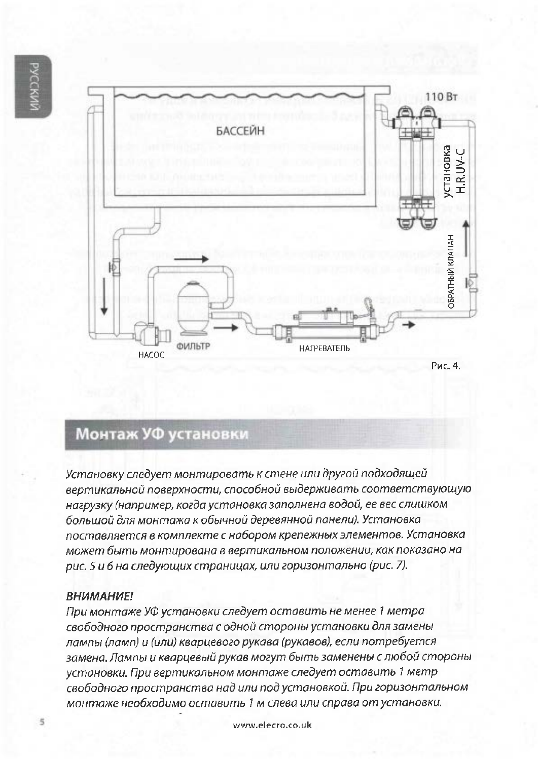110 Вт

БАССЕЙН

УСТАНОВКА H.R.UV-C

ОБРАТНЫЙ КЛАПАН

НАСОС

ФИЛЬТР

НАГРЕВАТЕЛЬ

Рис. 4.

## Монтаж УФ установки

*Установку следует монтировать к стене или другой подходящей вертикальной поверхности, способной выдерживать соответствующую нагрузку (например, когда установка заполнена водой, ее вес слишком большой для монтажа к обычной деревянной панели). Установка поставляется в комплекте с набором крепежных элементов. Установка может быть монтирована в вертикальном положении, как показано на рис. 5 и 6 на следующих страницах, или горизонтально (рис. 7).*

***ВНИМАНИЕ!***

*При монтаже УФ установки следует оставить не менее 1 метра свободного пространства с одной стороны установки для замены лампы (ламп) и (или) кварцевого рукава (рукавов), если потребуется замена. Лампы и кварцевый рукав могут быть заменены с любой стороны установки. При вертикальном монтаже следует оставить 1 метр свободного пространства над или под установкой. При горизонтальном монтаже необходимо оставить 1 м слева или справа от установки.*

www.elecro.co.uk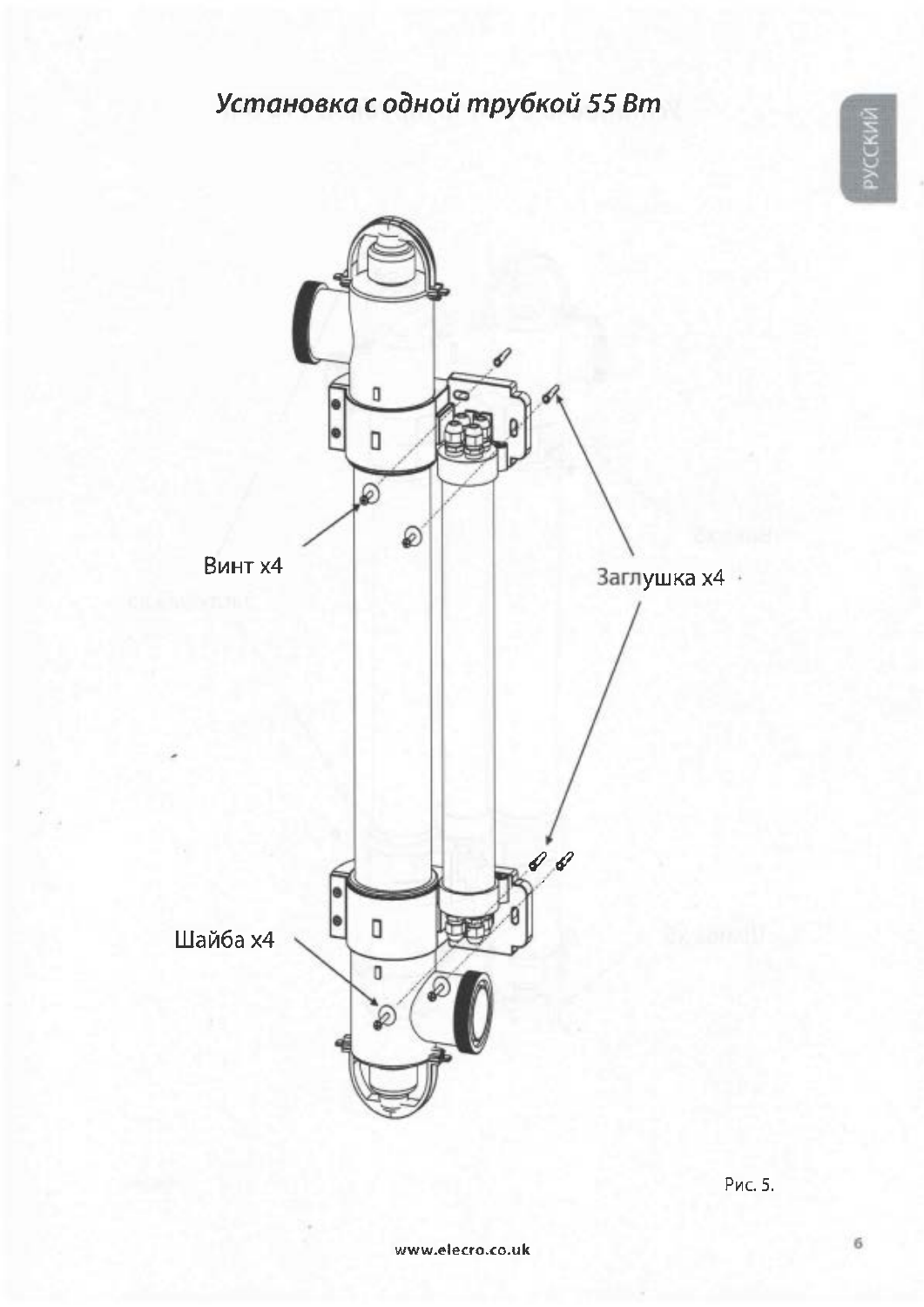## *Установка с одной трубкой 55 Вт*

Винт x4

Заглушка x4

Шайба x4

Рис. 5.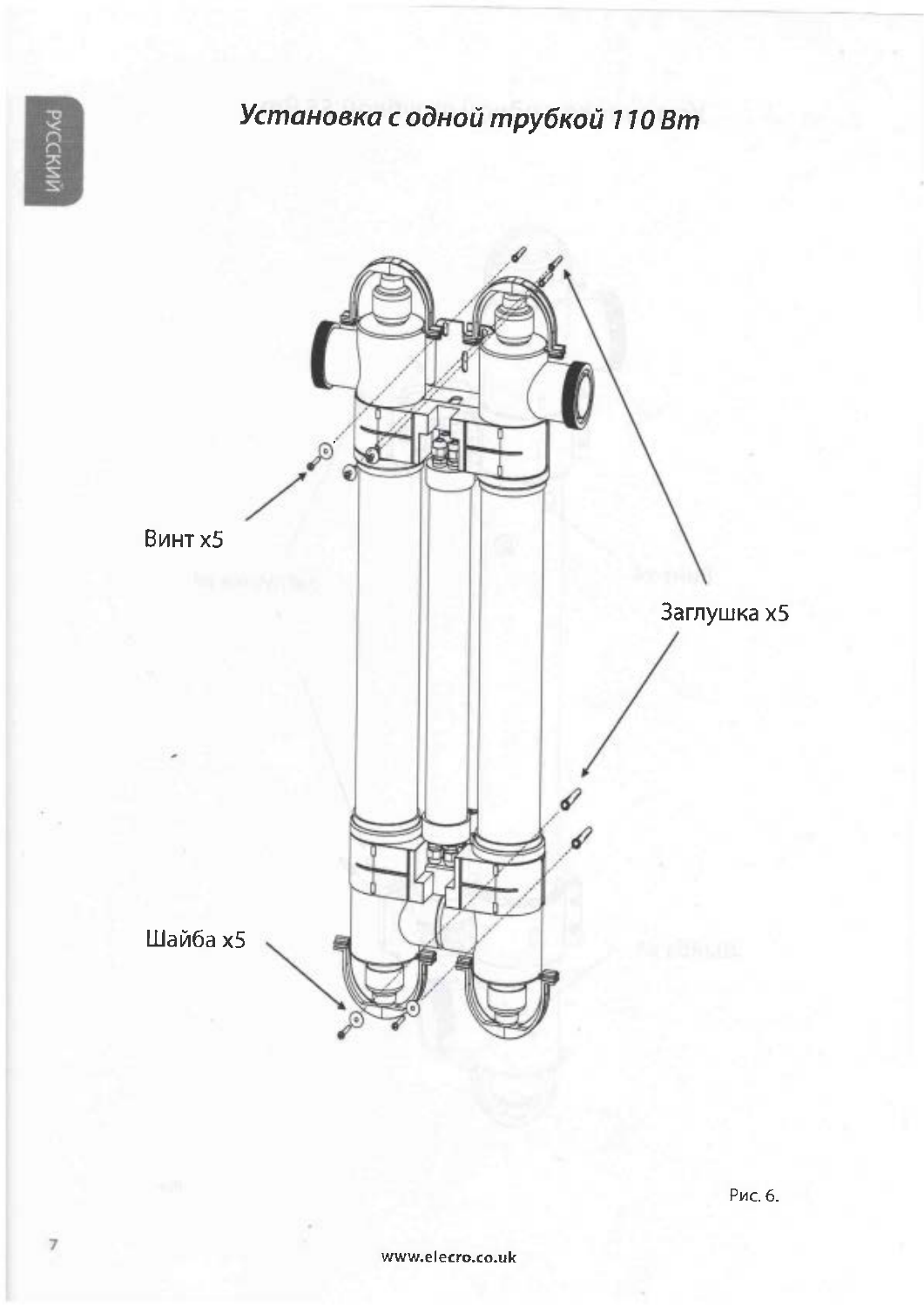# Установка с одной трубкой 110 Вт

Винт x5

Заглушка x5

Шайба x5

Рис. 6.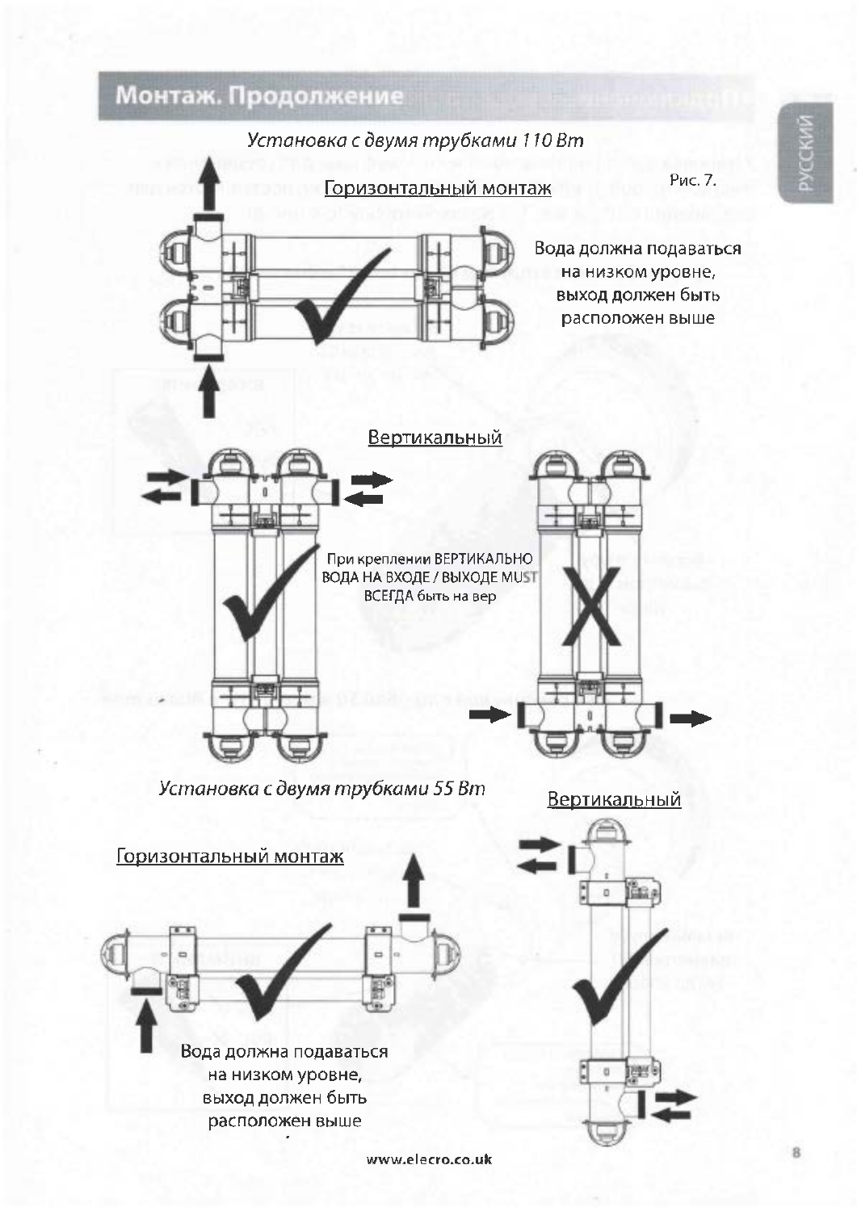## Монтаж. Продолжение

*Установка с двумя трубками 110 Вт*

Рис. 7.

Горизонтальный монтаж

Вода должна подаваться на низком уровне, выход должен быть расположен выше

Вертикальный

При креплении ВЕРТИКАЛЬНО ВОДА НА ВХОДЕ / ВЫХОДЕ MUST ВСЕГДА быть на вер

*Установка с двумя трубками 55 Вт*

Вертикальный

Горизонтальный монтаж

Вода должна подаваться на низком уровне, выход должен быть расположен выше

www.elecro.co.uk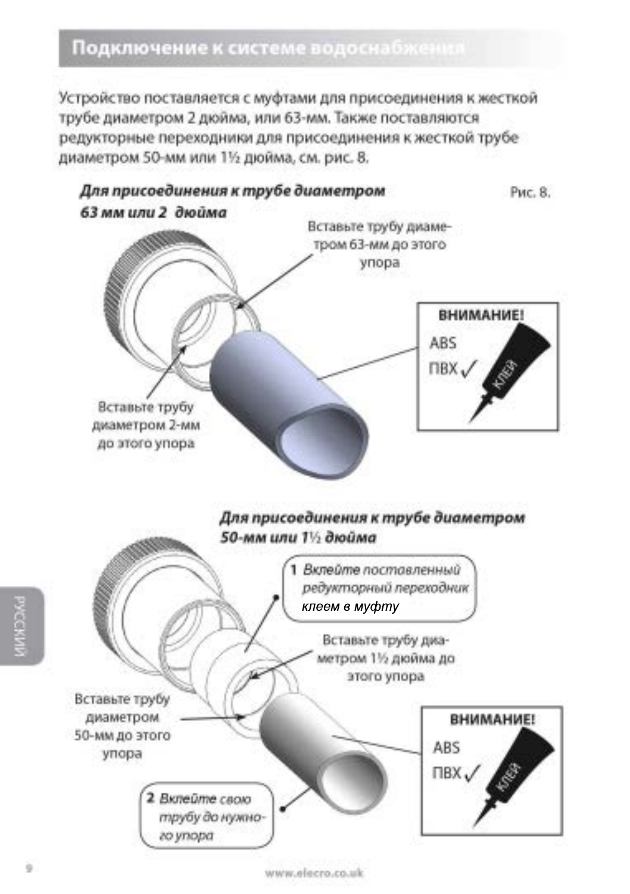## Подключение к системе водоснабжения

Устройство поставляется с муфтами для присоединения к жесткой трубе диаметром 2 дюйма, или 63-мм. Также поставляются редукторные переходники для присоединения к жесткой трубе диаметром 50-мм или 1½ дюйма, см. рис. 8.

***Для присоединения к трубе диаметром 63 мм или 2 дюйма***

Рис. 8.

Вставьте трубу диаметром 63-мм до этого упора

Вставьте трубу диаметром 2-мм до этого упора

**ВНИМАНИЕ!**
ABS
ПВХ ✓
КЛЕЙ

***Для присоединения к трубе диаметром 50-мм или 1½ дюйма***

**1** *Вклейте поставленный редукторный переходник клеем в муфту*

Вставьте трубу диаметром 1½ дюйма до этого упора

Вставьте трубу диаметром 50-мм до этого упора

**ВНИМАНИЕ!**
ABS
ПВХ ✓
КЛЕЙ

**2** *Вклейте свою трубу до нужного упора*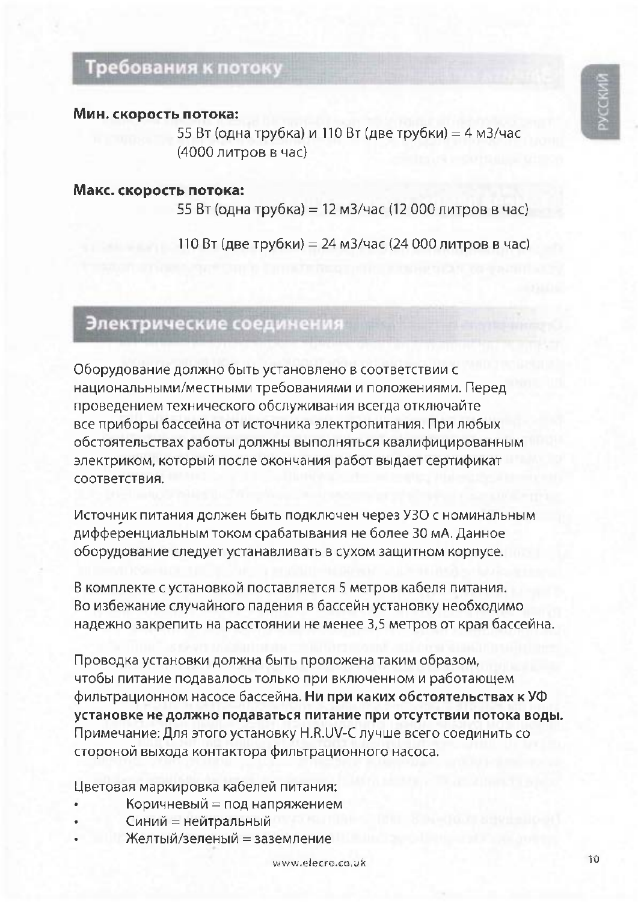## Требования к потоку

**Мин. скорость потока:**

55 Вт (одна трубка) и 110 Вт (две трубки) = 4 м3/час (4000 литров в час)

**Макс. скорость потока:**

55 Вт (одна трубка) = 12 м3/час (12 000 литров в час)

110 Вт (две трубки) = 24 м3/час (24 000 литров в час)

## Электрические соединения

Оборудование должно быть установлено в соответствии с национальными/местными требованиями и положениями. Перед проведением технического обслуживания всегда отключайте все приборы бассейна от источника электропитания. При любых обстоятельствах работы должны выполняться квалифицированным электриком, который после окончания работ выдает сертификат соответствия.

Источник питания должен быть подключен через УЗО с номинальным дифференциальным током срабатывания не более 30 мА. Данное оборудование следует устанавливать в сухом защитном корпусе.

В комплекте с установкой поставляется 5 метров кабеля питания. Во избежание случайного падения в бассейн установку необходимо надежно закрепить на расстоянии не менее 3,5 метров от края бассейна.

Проводка установки должна быть проложена таким образом, чтобы питание подавалось только при включенном и работающем фильтрационном насосе бассейна. **Ни при каких обстоятельствах к УФ установке не должно подаваться питание при отсутствии потока воды.** Примечание: Для этого установку H.R.UV-C лучше всего соединить со стороной выхода контактора фильтрационного насоса.

Цветовая маркировка кабелей питания:

- Коричневый = под напряжением
- Синий = нейтральный
- Желтый/зеленый = заземление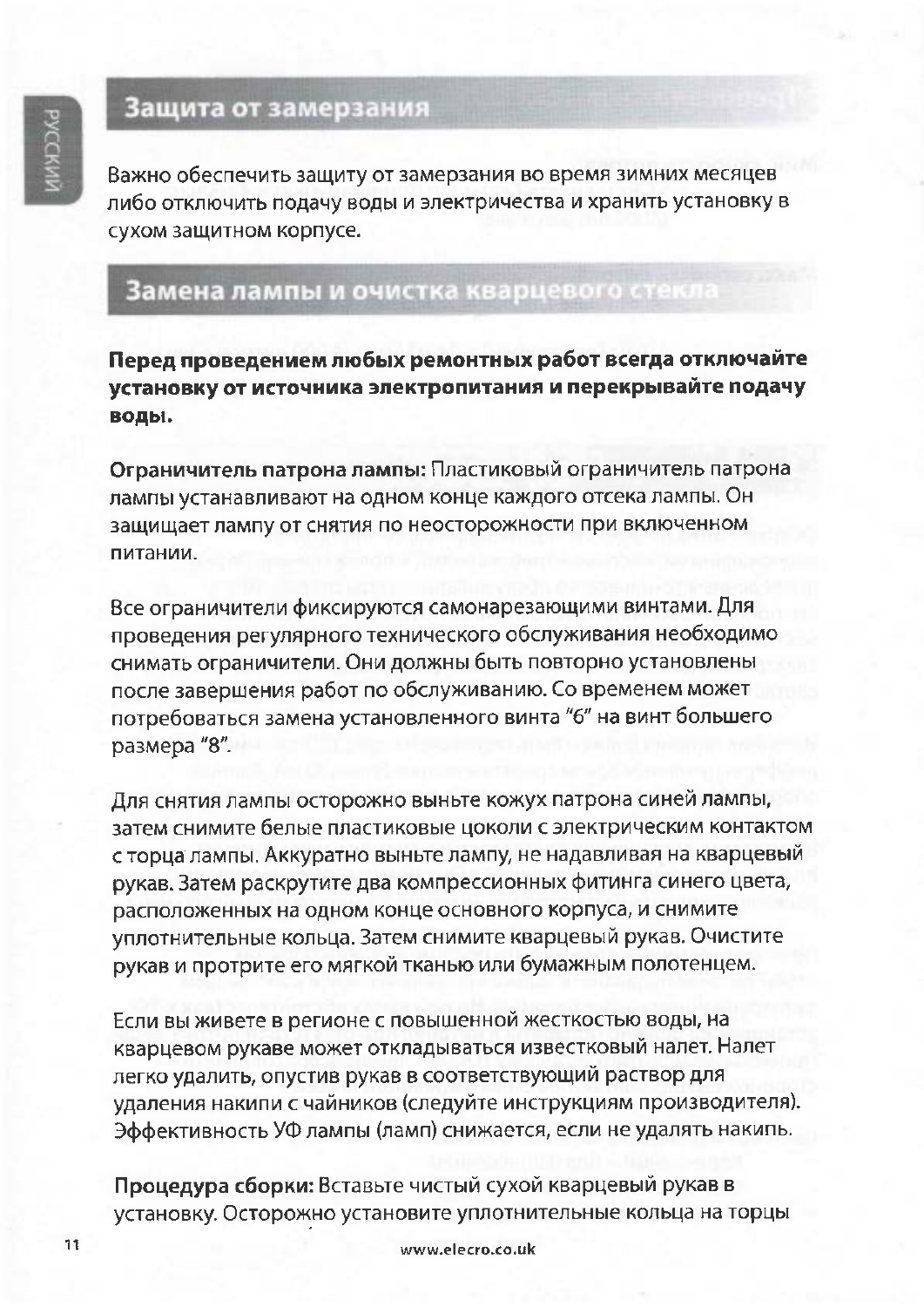## Защита от замерзания

Важно обеспечить защиту от замерзания во время зимних месяцев либо отключить подачу воды и электричества и хранить установку в сухом защитном корпусе.

## Замена лампы и очистка кварцевого стекла

**Перед проведением любых ремонтных работ всегда отключайте установку от источника электропитания и перекрывайте подачу воды.**

**Ограничитель патрона лампы:** Пластиковый ограничитель патрона лампы устанавливают на одном конце каждого отсека лампы. Он защищает лампу от снятия по неосторожности при включенном питании.

Все ограничители фиксируются самонарезающими винтами. Для проведения регулярного технического обслуживания необходимо снимать ограничители. Они должны быть повторно установлены после завершения работ по обслуживанию. Со временем может потребоваться замена установленного винта "6" на винт большего размера "8".

Для снятия лампы осторожно выньте кожух патрона синей лампы, затем снимите белые пластиковые цоколи с электрическим контактом с торца лампы. Аккуратно выньте лампу, не надавливая на кварцевый рукав. Затем раскрутите два компрессионных фитинга синего цвета, расположенных на одном конце основного корпуса, и снимите уплотнительные кольца. Затем снимите кварцевый рукав. Очистите рукав и протрите его мягкой тканью или бумажным полотенцем.

Если вы живете в регионе с повышенной жесткостью воды, на кварцевом рукаве может откладываться известковый налет. Налет легко удалить, опустив рукав в соответствующий раствор для удаления накипи с чайников (следуйте инструкциям производителя). Эффективность УФ лампы (ламп) снижается, если не удалять накипь.

**Процедура сборки:** Вставьте чистый сухой кварцевый рукав в установку. Осторожно установите уплотнительные кольца на торцы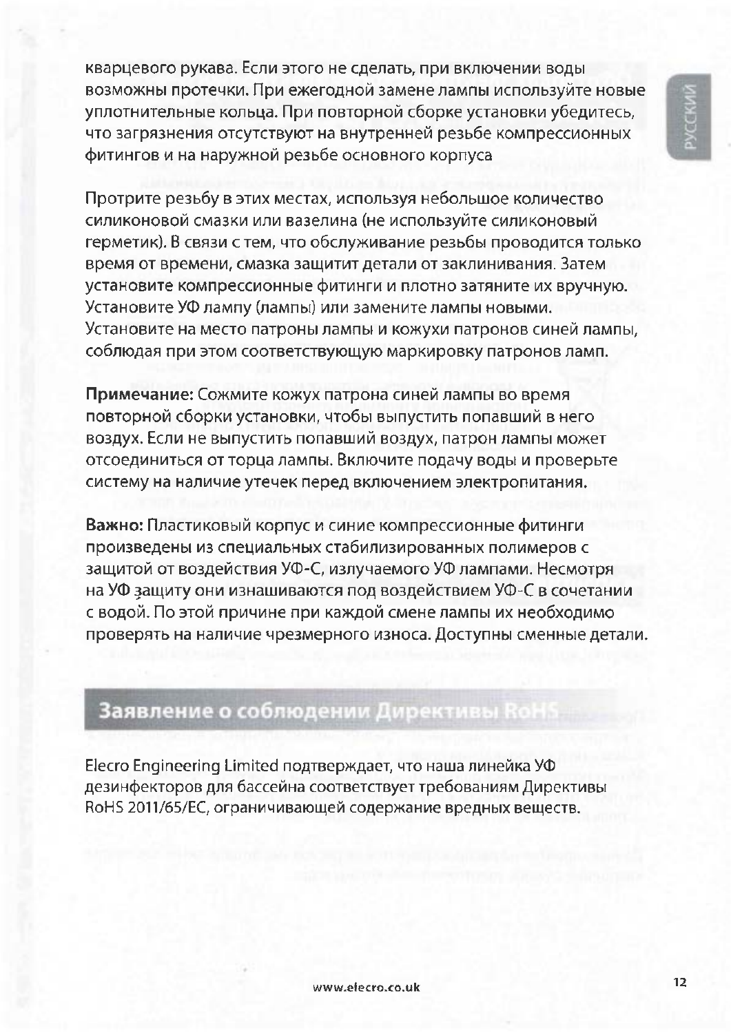кварцевого рукава. Если этого не сделать, при включении воды возможны протечки. При ежегодной замене лампы используйте новые уплотнительные кольца. При повторной сборке установки убедитесь, что загрязнения отсутствуют на внутренней резьбе компрессионных фитингов и на наружной резьбе основного корпуса

Протрите резьбу в этих местах, используя небольшое количество силиконовой смазки или вазелина (не используйте силиконовый герметик). В связи с тем, что обслуживание резьбы проводится только время от времени, смазка защитит детали от заклинивания. Затем установите компрессионные фитинги и плотно затяните их вручную. Установите УФ лампу (лампы) или замените лампы новыми. Установите на место патроны лампы и кожухи патронов синей лампы, соблюдая при этом соответствующую маркировку патронов ламп.

**Примечание:** Сожмите кожух патрона синей лампы во время повторной сборки установки, чтобы выпустить попавший в него воздух. Если не выпустить попавший воздух, патрон лампы может отсоединиться от торца лампы. Включите подачу воды и проверьте систему на наличие утечек перед включением электропитания.

**Важно:** Пластиковый корпус и синие компрессионные фитинги произведены из специальных стабилизированных полимеров с защитой от воздействия УФ-С, излучаемого УФ лампами. Несмотря на УФ защиту они изнашиваются под воздействием УФ-С в сочетании с водой. По этой причине при каждой смене лампы их необходимо проверять на наличие чрезмерного износа. Доступны сменные детали.

## Заявление о соблюдении Директивы RoHS

Elecro Engineering Limited подтверждает, что наша линейка УФ дезинфекторов для бассейна соответствует требованиям Директивы RoHS 2011/65/EC, ограничивающей содержание вредных веществ.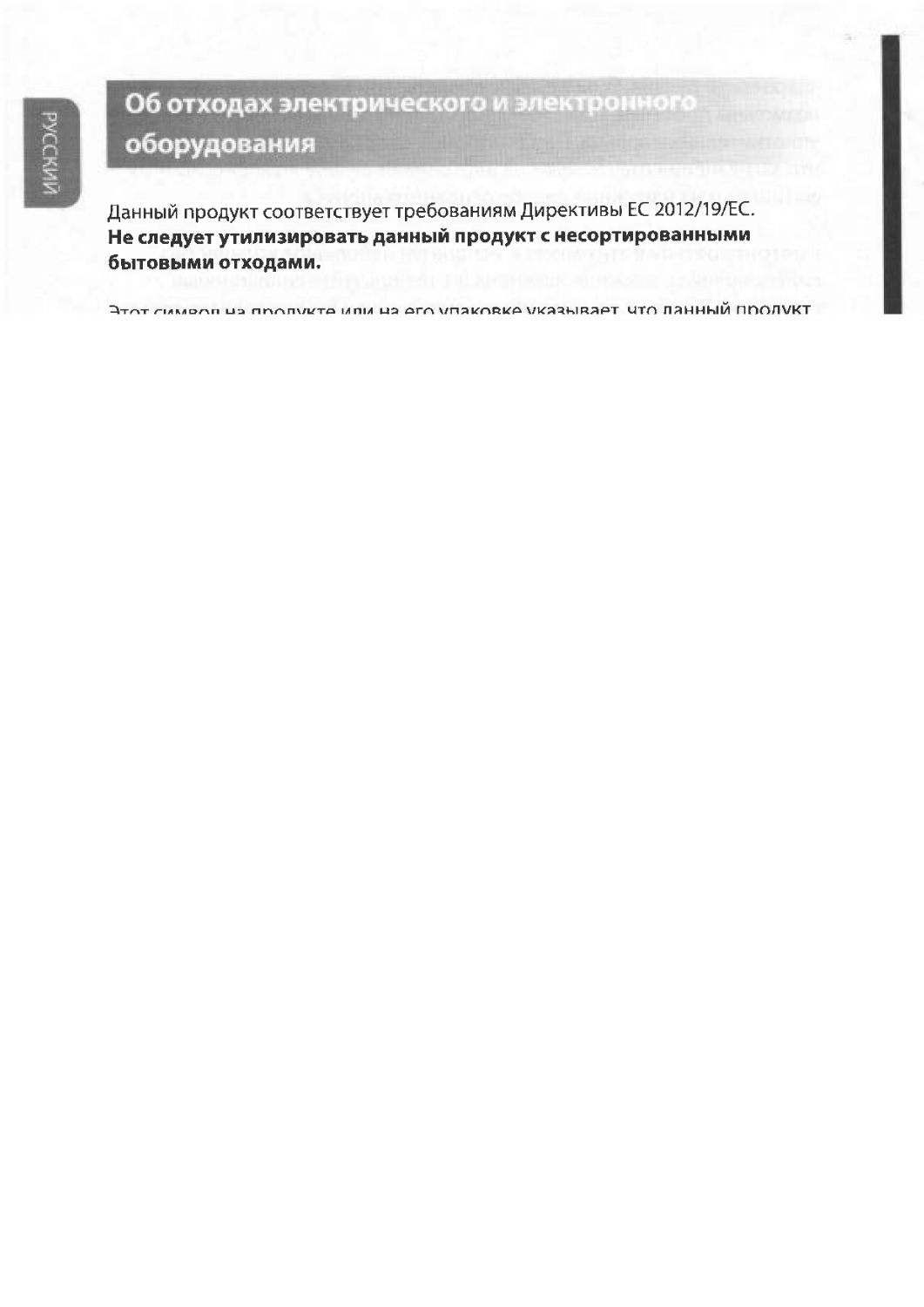# Об отходах электрического и электронного оборудования

Данный продукт соответствует требованиям Директивы ЕС 2012/19/ЕС.
**Не следует утилизировать данный продукт с несортированными бытовыми отходами.**

Этот символ на продукте или на его упаковке указывает, что данный продукт